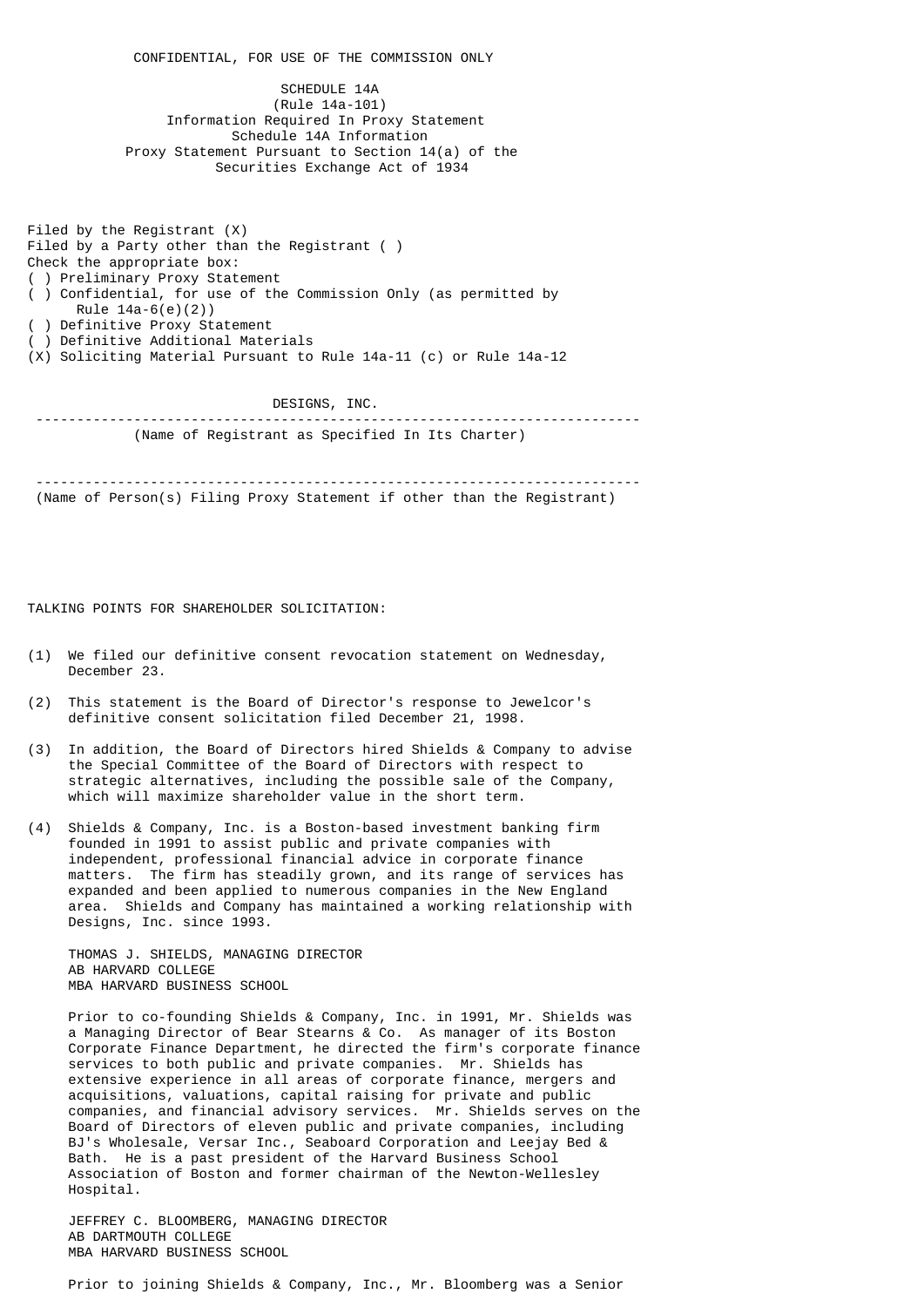CONFIDENTIAL, FOR USE OF THE COMMISSION ONLY

SCHEDULE 14A
(Rule 14a-101)
Information Required In Proxy Statement
Schedule 14A Information
Proxy Statement Pursuant to Section 14(a) of the
Securities Exchange Act of 1934

Filed by the Registrant (X)
Filed by a Party other than the Registrant ( )
Check the appropriate box:
( ) Preliminary Proxy Statement
( ) Confidential, for use of the Commission Only (as permitted by Rule 14a-6(e)(2))
( ) Definitive Proxy Statement
( ) Definitive Additional Materials
(X) Soliciting Material Pursuant to Rule 14a-11 (c) or Rule 14a-12

DESIGNS, INC.

---

(Name of Registrant as Specified In Its Charter)

---

(Name of Person(s) Filing Proxy Statement if other than the Registrant)

TALKING POINTS FOR SHAREHOLDER SOLICITATION:

(1) We filed our definitive consent revocation statement on Wednesday, December 23.

(2) This statement is the Board of Director's response to Jewelcor's definitive consent solicitation filed December 21, 1998.

(3) In addition, the Board of Directors hired Shields & Company to advise the Special Committee of the Board of Directors with respect to strategic alternatives, including the possible sale of the Company, which will maximize shareholder value in the short term.

(4) Shields & Company, Inc. is a Boston-based investment banking firm founded in 1991 to assist public and private companies with independent, professional financial advice in corporate finance matters. The firm has steadily grown, and its range of services has expanded and been applied to numerous companies in the New England area. Shields and Company has maintained a working relationship with Designs, Inc. since 1993.

THOMAS J. SHIELDS, MANAGING DIRECTOR
AB HARVARD COLLEGE
MBA HARVARD BUSINESS SCHOOL

Prior to co-founding Shields & Company, Inc. in 1991, Mr. Shields was a Managing Director of Bear Stearns & Co. As manager of its Boston Corporate Finance Department, he directed the firm's corporate finance services to both public and private companies. Mr. Shields has extensive experience in all areas of corporate finance, mergers and acquisitions, valuations, capital raising for private and public companies, and financial advisory services. Mr. Shields serves on the Board of Directors of eleven public and private companies, including BJ's Wholesale, Versar Inc., Seaboard Corporation and Leejay Bed & Bath. He is a past president of the Harvard Business School Association of Boston and former chairman of the Newton-Wellesley Hospital.

JEFFREY C. BLOOMBERG, MANAGING DIRECTOR
AB DARTMOUTH COLLEGE
MBA HARVARD BUSINESS SCHOOL

Prior to joining Shields & Company, Inc., Mr. Bloomberg was a Senior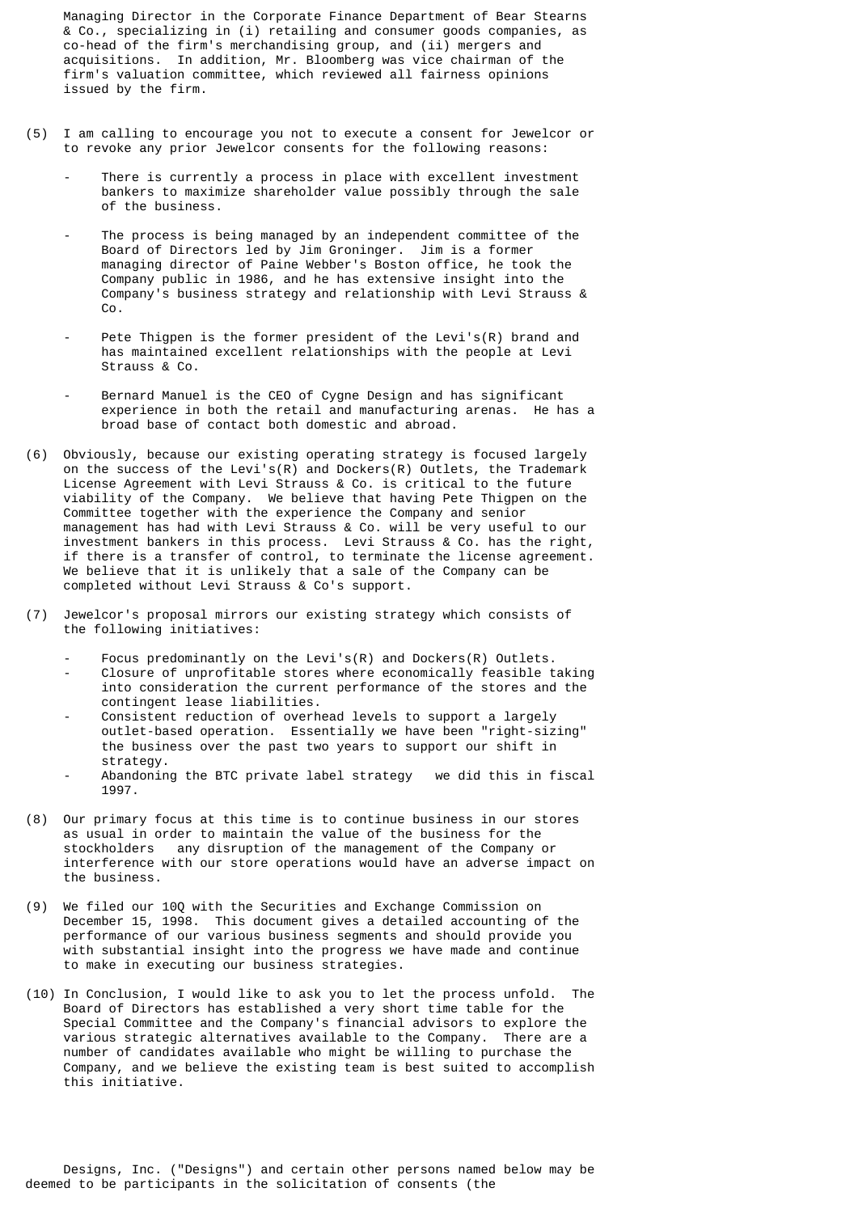Managing Director in the Corporate Finance Department of Bear Stearns & Co., specializing in (i) retailing and consumer goods companies, as co-head of the firm's merchandising group, and (ii) mergers and acquisitions. In addition, Mr. Bloomberg was vice chairman of the firm's valuation committee, which reviewed all fairness opinions issued by the firm.

(5) I am calling to encourage you not to execute a consent for Jewelcor or to revoke any prior Jewelcor consents for the following reasons:

- There is currently a process in place with excellent investment bankers to maximize shareholder value possibly through the sale of the business.

- The process is being managed by an independent committee of the Board of Directors led by Jim Groninger. Jim is a former managing director of Paine Webber's Boston office, he took the Company public in 1986, and he has extensive insight into the Company's business strategy and relationship with Levi Strauss & Co.

- Pete Thigpen is the former president of the Levi's(R) brand and has maintained excellent relationships with the people at Levi Strauss & Co.

- Bernard Manuel is the CEO of Cygne Design and has significant experience in both the retail and manufacturing arenas. He has a broad base of contact both domestic and abroad.

(6) Obviously, because our existing operating strategy is focused largely on the success of the Levi's(R) and Dockers(R) Outlets, the Trademark License Agreement with Levi Strauss & Co. is critical to the future viability of the Company. We believe that having Pete Thigpen on the Committee together with the experience the Company and senior management has had with Levi Strauss & Co. will be very useful to our investment bankers in this process. Levi Strauss & Co. has the right, if there is a transfer of control, to terminate the license agreement. We believe that it is unlikely that a sale of the Company can be completed without Levi Strauss & Co's support.

(7) Jewelcor's proposal mirrors our existing strategy which consists of the following initiatives:

- Focus predominantly on the Levi's(R) and Dockers(R) Outlets.
- Closure of unprofitable stores where economically feasible taking into consideration the current performance of the stores and the contingent lease liabilities.
- Consistent reduction of overhead levels to support a largely outlet-based operation. Essentially we have been "right-sizing" the business over the past two years to support our shift in strategy.
- Abandoning the BTC private label strategy   we did this in fiscal 1997.

(8) Our primary focus at this time is to continue business in our stores as usual in order to maintain the value of the business for the stockholders   any disruption of the management of the Company or interference with our store operations would have an adverse impact on the business.

(9) We filed our 10Q with the Securities and Exchange Commission on December 15, 1998. This document gives a detailed accounting of the performance of our various business segments and should provide you with substantial insight into the progress we have made and continue to make in executing our business strategies.

(10) In Conclusion, I would like to ask you to let the process unfold. The Board of Directors has established a very short time table for the Special Committee and the Company's financial advisors to explore the various strategic alternatives available to the Company. There are a number of candidates available who might be willing to purchase the Company, and we believe the existing team is best suited to accomplish this initiative.

Designs, Inc. ("Designs") and certain other persons named below may be deemed to be participants in the solicitation of consents (the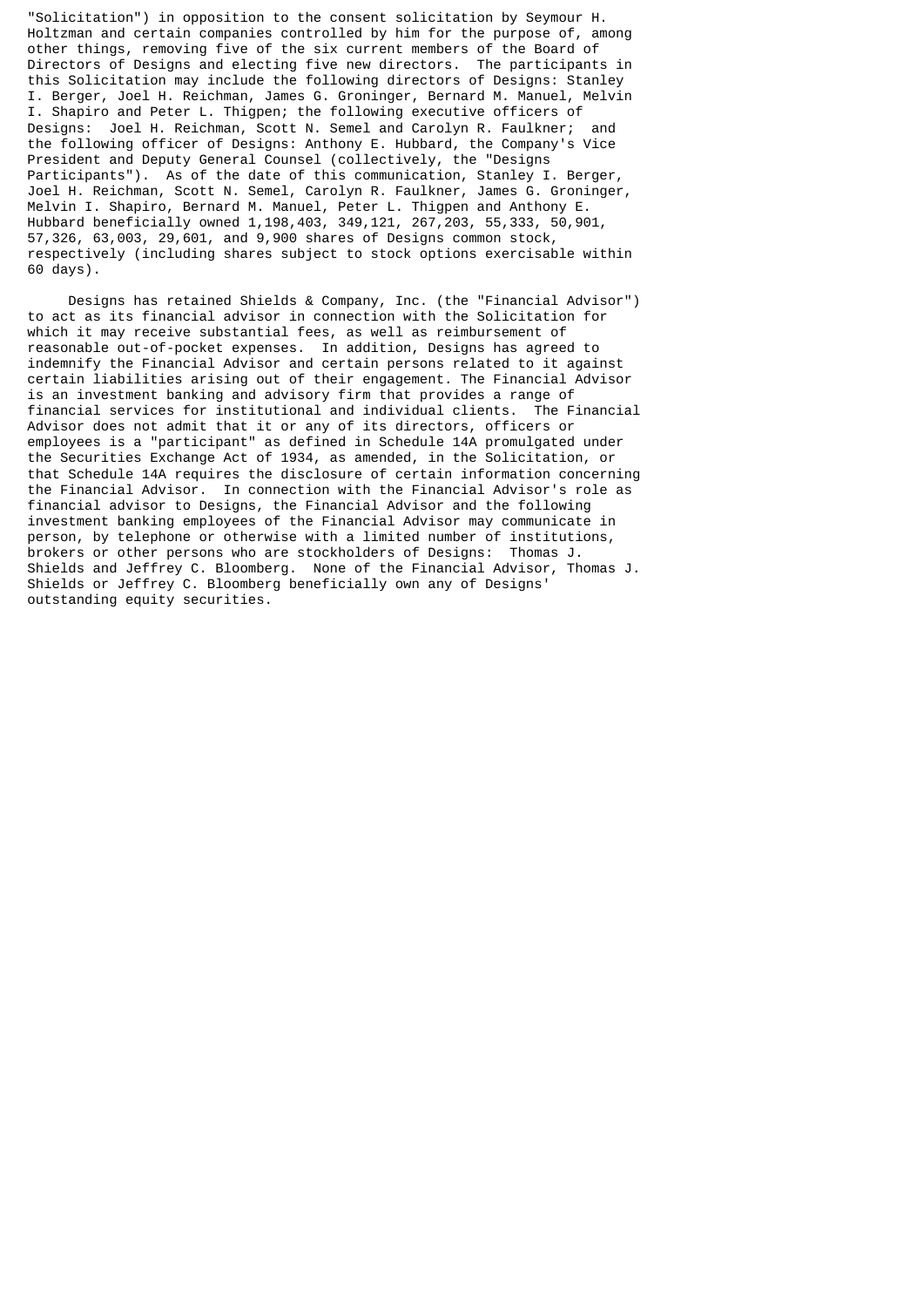"Solicitation") in opposition to the consent solicitation by Seymour H. Holtzman and certain companies controlled by him for the purpose of, among other things, removing five of the six current members of the Board of Directors of Designs and electing five new directors. The participants in this Solicitation may include the following directors of Designs: Stanley I. Berger, Joel H. Reichman, James G. Groninger, Bernard M. Manuel, Melvin I. Shapiro and Peter L. Thigpen; the following executive officers of Designs: Joel H. Reichman, Scott N. Semel and Carolyn R. Faulkner; and the following officer of Designs: Anthony E. Hubbard, the Company's Vice President and Deputy General Counsel (collectively, the "Designs Participants"). As of the date of this communication, Stanley I. Berger, Joel H. Reichman, Scott N. Semel, Carolyn R. Faulkner, James G. Groninger, Melvin I. Shapiro, Bernard M. Manuel, Peter L. Thigpen and Anthony E. Hubbard beneficially owned 1,198,403, 349,121, 267,203, 55,333, 50,901, 57,326, 63,003, 29,601, and 9,900 shares of Designs common stock, respectively (including shares subject to stock options exercisable within 60 days).

Designs has retained Shields & Company, Inc. (the "Financial Advisor") to act as its financial advisor in connection with the Solicitation for which it may receive substantial fees, as well as reimbursement of reasonable out-of-pocket expenses. In addition, Designs has agreed to indemnify the Financial Advisor and certain persons related to it against certain liabilities arising out of their engagement. The Financial Advisor is an investment banking and advisory firm that provides a range of financial services for institutional and individual clients. The Financial Advisor does not admit that it or any of its directors, officers or employees is a "participant" as defined in Schedule 14A promulgated under the Securities Exchange Act of 1934, as amended, in the Solicitation, or that Schedule 14A requires the disclosure of certain information concerning the Financial Advisor. In connection with the Financial Advisor's role as financial advisor to Designs, the Financial Advisor and the following investment banking employees of the Financial Advisor may communicate in person, by telephone or otherwise with a limited number of institutions, brokers or other persons who are stockholders of Designs: Thomas J. Shields and Jeffrey C. Bloomberg. None of the Financial Advisor, Thomas J. Shields or Jeffrey C. Bloomberg beneficially own any of Designs' outstanding equity securities.